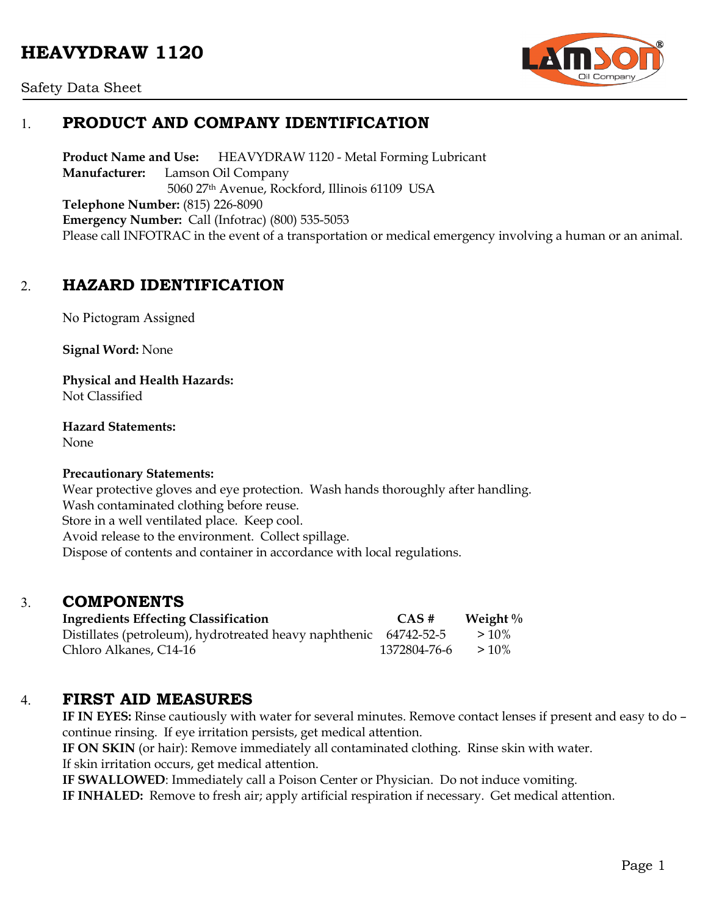# HEAVYDRAW 1120

Safety Data Sheet

## 1. PRODUCT AND COMPANY IDENTIFICATION

**Product Name and Use:** HEAVYDRAW 1120 - Metal Forming Lubricant
**Manufacturer:** Lamson Oil Company
5060 27th Avenue, Rockford, Illinois 61109 USA
**Telephone Number:** (815) 226-8090
**Emergency Number:** Call (Infotrac) (800) 535-5053
Please call INFOTRAC in the event of a transportation or medical emergency involving a human or an animal.

## 2. HAZARD IDENTIFICATION

No Pictogram Assigned

**Signal Word:** None

**Physical and Health Hazards:**
Not Classified

**Hazard Statements:**
None

**Precautionary Statements:**
Wear protective gloves and eye protection. Wash hands thoroughly after handling.
Wash contaminated clothing before reuse.
Store in a well ventilated place. Keep cool.
Avoid release to the environment. Collect spillage.
Dispose of contents and container in accordance with local regulations.

## 3. COMPONENTS

| Ingredients Effecting Classification | CAS # | Weight % |
|---|---|---|
| Distillates (petroleum), hydrotreated heavy naphthenic | 64742-52-5 | > 10% |
| Chloro Alkanes, C14-16 | 1372804-76-6 | > 10% |

## 4. FIRST AID MEASURES

**IF IN EYES:** Rinse cautiously with water for several minutes. Remove contact lenses if present and easy to do – continue rinsing. If eye irritation persists, get medical attention.
**IF ON SKIN** (or hair): Remove immediately all contaminated clothing. Rinse skin with water.
If skin irritation occurs, get medical attention.
**IF SWALLOWED**: Immediately call a Poison Center or Physician. Do not induce vomiting.
**IF INHALED:** Remove to fresh air; apply artificial respiration if necessary. Get medical attention.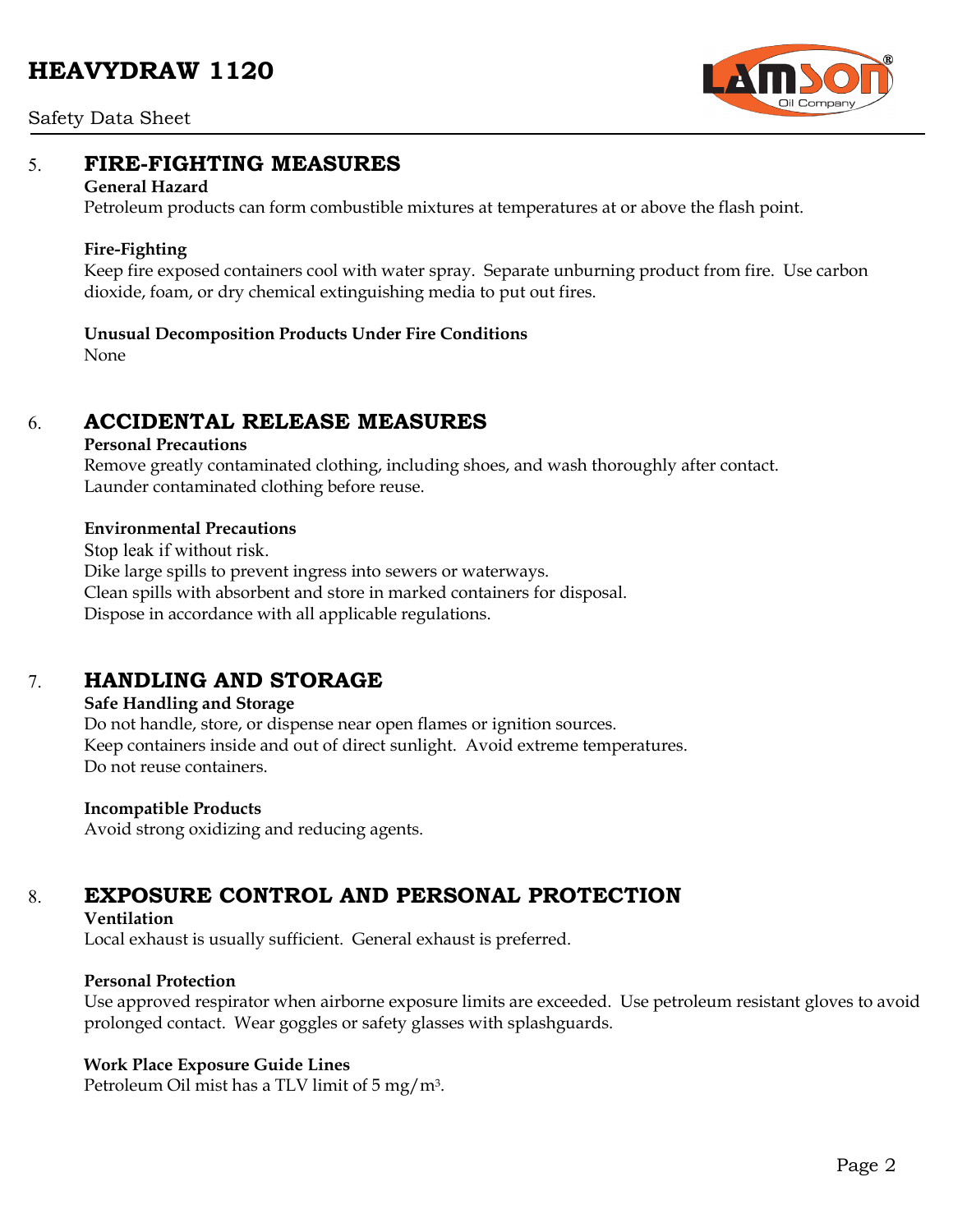## 5. FIRE-FIGHTING MEASURES

**General Hazard**
Petroleum products can form combustible mixtures at temperatures at or above the flash point.

**Fire-Fighting**
Keep fire exposed containers cool with water spray. Separate unburning product from fire. Use carbon dioxide, foam, or dry chemical extinguishing media to put out fires.

**Unusual Decomposition Products Under Fire Conditions**
None

## 6. ACCIDENTAL RELEASE MEASURES

**Personal Precautions**
Remove greatly contaminated clothing, including shoes, and wash thoroughly after contact.
Launder contaminated clothing before reuse.

**Environmental Precautions**
Stop leak if without risk.
Dike large spills to prevent ingress into sewers or waterways.
Clean spills with absorbent and store in marked containers for disposal.
Dispose in accordance with all applicable regulations.

## 7. HANDLING AND STORAGE

**Safe Handling and Storage**
Do not handle, store, or dispense near open flames or ignition sources.
Keep containers inside and out of direct sunlight. Avoid extreme temperatures.
Do not reuse containers.

**Incompatible Products**
Avoid strong oxidizing and reducing agents.

## 8. EXPOSURE CONTROL AND PERSONAL PROTECTION

**Ventilation**
Local exhaust is usually sufficient. General exhaust is preferred.

**Personal Protection**
Use approved respirator when airborne exposure limits are exceeded. Use petroleum resistant gloves to avoid prolonged contact. Wear goggles or safety glasses with splashguards.

**Work Place Exposure Guide Lines**
Petroleum Oil mist has a TLV limit of 5 $mg/m^3$.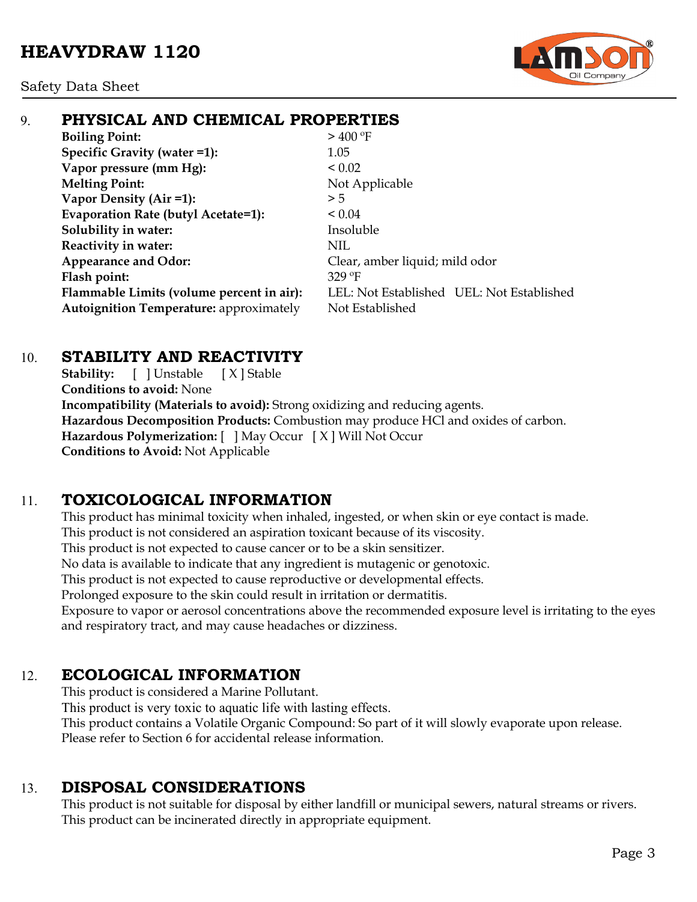## 9. PHYSICAL AND CHEMICAL PROPERTIES

| | |
|---|---|
| **Boiling Point:** | > 400 ºF |
| **Specific Gravity (water =1):** | 1.05 |
| **Vapor pressure (mm Hg):** | < 0.02 |
| **Melting Point:** | Not Applicable |
| **Vapor Density (Air =1):** | > 5 |
| **Evaporation Rate (butyl Acetate=1):** | < 0.04 |
| **Solubility in water:** | Insoluble |
| **Reactivity in water:** | NIL |
| **Appearance and Odor:** | Clear, amber liquid; mild odor |
| **Flash point:** | 329 ºF |
| **Flammable Limits (volume percent in air):** | LEL: Not Established UEL: Not Established |
| **Autoignition Temperature:** approximately | Not Established |

## 10. STABILITY AND REACTIVITY

**Stability:** [ ] Unstable [ X ] Stable
**Conditions to avoid:** None
**Incompatibility (Materials to avoid):** Strong oxidizing and reducing agents.
**Hazardous Decomposition Products:** Combustion may produce HCl and oxides of carbon.
**Hazardous Polymerization:** [ ] May Occur [ X ] Will Not Occur
**Conditions to Avoid:** Not Applicable

## 11. TOXICOLOGICAL INFORMATION

This product has minimal toxicity when inhaled, ingested, or when skin or eye contact is made.
This product is not considered an aspiration toxicant because of its viscosity.
This product is not expected to cause cancer or to be a skin sensitizer.
No data is available to indicate that any ingredient is mutagenic or genotoxic.
This product is not expected to cause reproductive or developmental effects.
Prolonged exposure to the skin could result in irritation or dermatitis.
Exposure to vapor or aerosol concentrations above the recommended exposure level is irritating to the eyes and respiratory tract, and may cause headaches or dizziness.

## 12. ECOLOGICAL INFORMATION

This product is considered a Marine Pollutant.
This product is very toxic to aquatic life with lasting effects.
This product contains a Volatile Organic Compound: So part of it will slowly evaporate upon release.
Please refer to Section 6 for accidental release information.

## 13. DISPOSAL CONSIDERATIONS

This product is not suitable for disposal by either landfill or municipal sewers, natural streams or rivers.
This product can be incinerated directly in appropriate equipment.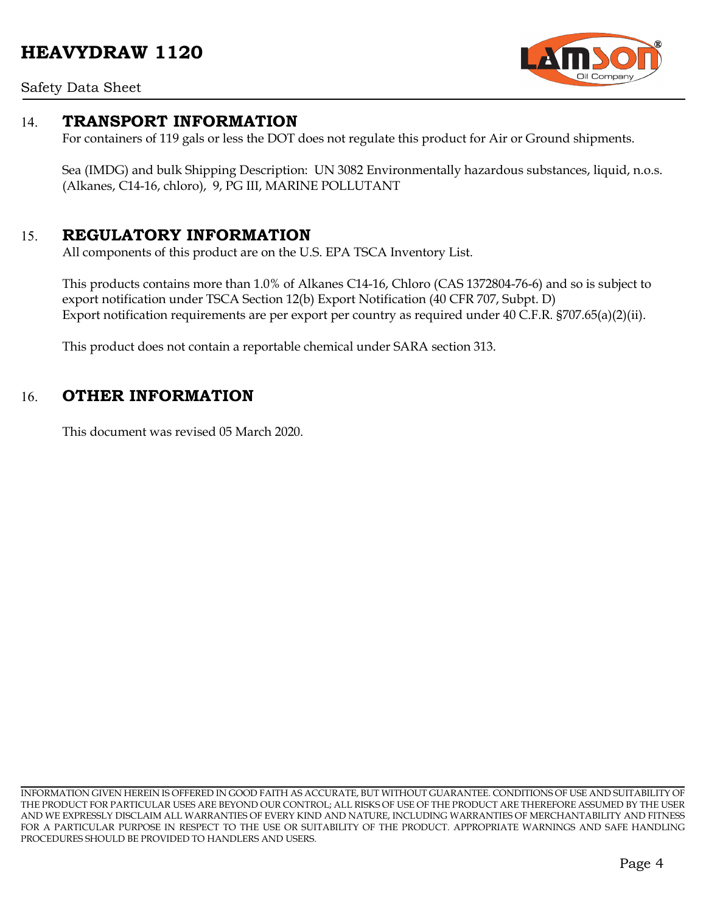## 14. TRANSPORT INFORMATION

For containers of 119 gals or less the DOT does not regulate this product for Air or Ground shipments.

Sea (IMDG) and bulk Shipping Description: UN 3082 Environmentally hazardous substances, liquid, n.o.s. (Alkanes, C14-16, chloro), 9, PG III, MARINE POLLUTANT

## 15. REGULATORY INFORMATION

All components of this product are on the U.S. EPA TSCA Inventory List.

This products contains more than 1.0% of Alkanes C14-16, Chloro (CAS 1372804-76-6) and so is subject to export notification under TSCA Section 12(b) Export Notification (40 CFR 707, Subpt. D)
Export notification requirements are per export per country as required under 40 C.F.R. §707.65(a)(2)(ii).

This product does not contain a reportable chemical under SARA section 313.

## 16. OTHER INFORMATION

This document was revised 05 March 2020.

INFORMATION GIVEN HEREIN IS OFFERED IN GOOD FAITH AS ACCURATE, BUT WITHOUT GUARANTEE. CONDITIONS OF USE AND SUITABILITY OF THE PRODUCT FOR PARTICULAR USES ARE BEYOND OUR CONTROL; ALL RISKS OF USE OF THE PRODUCT ARE THEREFORE ASSUMED BY THE USER AND WE EXPRESSLY DISCLAIM ALL WARRANTIES OF EVERY KIND AND NATURE, INCLUDING WARRANTIES OF MERCHANTABILITY AND FITNESS FOR A PARTICULAR PURPOSE IN RESPECT TO THE USE OR SUITABILITY OF THE PRODUCT. APPROPRIATE WARNINGS AND SAFE HANDLING PROCEDURES SHOULD BE PROVIDED TO HANDLERS AND USERS.